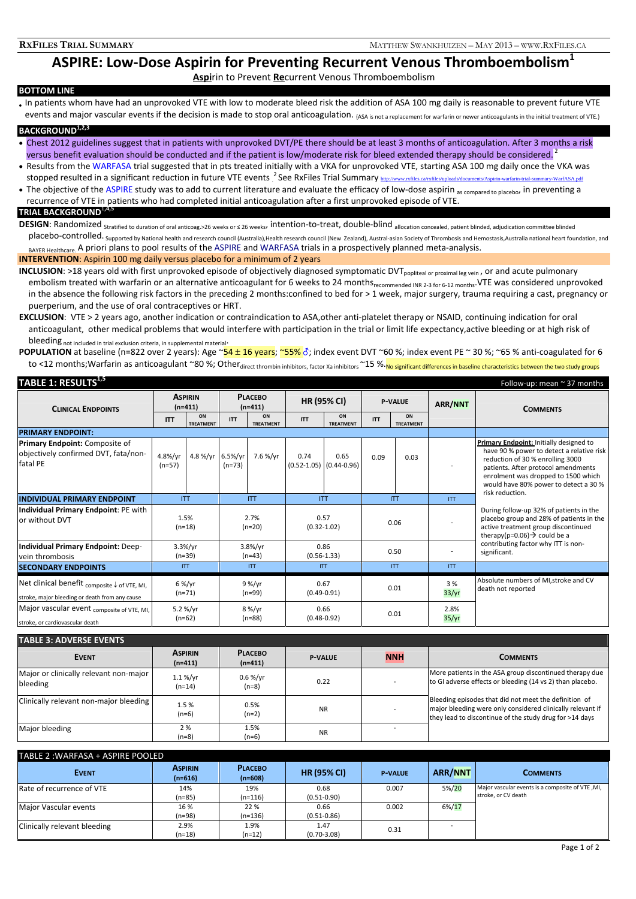# ASPIRE: Low-Dose Aspirin for Preventing Recurrent Venous Thromboembolism[1]

**Aspi**rin to Prevent **Re**current Venous Thromboembolism

## BOTTOM LINE

- In patients whom have had an unprovoked VTE with low to moderate bleed risk the addition of ASA 100 mg daily is reasonable to prevent future VTE events and major vascular events if the decision is made to stop oral anticoagulation. (ASA is not a replacement for warfarin or newer anticoagulants in the initial treatment of VTE.)

## BACKGROUND[1,2,3]

- Chest 2012 guidelines suggest that in patients with unprovoked DVT/PE there should be at least 3 months of anticoagulation. After 3 months a risk versus benefit evaluation should be conducted and if the patient is low/moderate risk for bleed extended therapy should be considered.[2]
- Results from the WARFASA trial suggested that in pts treated initially with a VKA for unprovoked VTE, starting ASA 100 mg daily once the VKA was stopped resulted in a significant reduction in future VTE events.[2] See RxFiles Trial Summary http://www.rxfiles.ca/rxfiles/uploads/documents/Aspirin-warfarin-trial-summary-WarfASA.pdf
- The objective of the ASPIRE study was to add to current literature and evaluate the efficacy of low-dose aspirin as compared to placebo, in preventing a recurrence of VTE in patients who had completed initial anticoagulation after a first unprovoked episode of VTE.

## TRIAL BACKGROUND[1,4,5]

**DESIGN**: Randomized stratified to duration of oral anticoag.>26 weeks or ≤ 26 weeks, intention-to-treat, double-blind allocation concealed, patient blinded, adjudication committee blinded placebo-controlled. Supported by National health and research council (Australia),Health research council (New Zealand), Austral-asian Society of Thrombosis and Hemostasis,Australia national heart foundation, and BAYER Healthcare. A priori plans to pool results of the ASPIRE and WARFASA trials in a prospectively planned meta-analysis.

**INTERVENTION**: Aspirin 100 mg daily versus placebo for a minimum of 2 years

**INCLUSION**: >18 years old with first unprovoked episode of objectively diagnosed symptomatic DVT popliteal or proximal leg vein, or and acute pulmonary embolism treated with warfarin or an alternative anticoagulant for 6 weeks to 24 months recommended INR 2-3 for 6-12 months. VTE was considered unprovoked in the absence the following risk factors in the preceding 2 months: confined to bed for > 1 week, major surgery, trauma requiring a cast, pregnancy or puerperium, and the use of oral contraceptives or HRT.

**EXCLUSION**: VTE > 2 years ago, another indication or contraindication to ASA, other anti-platelet therapy or NSAID, continuing indication for oral anticoagulant, other medical problems that would interfere with participation in the trial or limit life expectancy, active bleeding or at high risk of bleeding not included in trial exclusion criteria, in supplemental material.

**POPULATION** at baseline (n=822 over 2 years): Age ~54 ± 16 years; ~55% ♂; index event DVT ~60 %; index event PE ~ 30 %; ~65 % anti-coagulated for 6 to <12 months; Warfarin as anticoagulant ~80 %; Other direct thrombin inhibitors, factor Xa inhibitors ~15 %. No significant differences in baseline characteristics between the two study groups

## TABLE 1: RESULTS[1,5]

Follow-up: mean ~ 37 months

| CLINICAL ENDPOINTS | ASPIRIN (n=411) | | PLACEBO (n=411) | | HR (95% CI) | | P-VALUE | | ARR/NNT | COMMENTS |
|---|---|---|---|---|---|---|---|---|---|---|
| | ITT | ON TREATMENT | ITT | ON TREATMENT | ITT | ON TREATMENT | ITT | ON TREATMENT | | |
| **PRIMARY ENDPOINT:** | | | | | | | | | | |
| **Primary Endpoint:** Composite of objectively confirmed DVT, fatal/non-fatal PE | 4.8%/yr (n=57) | 4.8 %/yr | 6.5%/yr (n=73) | 7.6 %/yr | 0.74 (0.52-1.05) | 0.65 (0.44-0.96) | 0.09 | 0.03 | - | **Primary Endpoint:** Initially designed to have 90 % power to detect a relative risk reduction of 30 % enrolling 3000 patients. After protocol amendments enrolment was dropped to 1500 which would have 80% power to detect a 30 % risk reduction. |
| **INDIVIDUAL PRIMARY ENDPOINT** | ITT | | ITT | | ITT | | ITT | | ITT | |
| **Individual Primary Endpoint**: PE with or without DVT | 1.5% (n=18) | | 2.7% (n=20) | | 0.57 (0.32-1.02) | | 0.06 | | - | During follow-up 32% of patients in the placebo group and 28% of patients in the active treatment group discontinued therapy(p=0.06)→ could be a contributing factor why ITT is non-significant. |
| **Individual Primary Endpoint:** Deep-vein thrombosis | 3.3%/yr (n=39) | | 3.8%/yr (n=43) | | 0.86 (0.56-1.33) | | 0.50 | | - | |
| **SECONDARY ENDPOINTS** | ITT | | ITT | | ITT | | ITT | | ITT | |
| Net clinical benefit composite ↓ of VTE, MI, stroke, major bleeding or death from any cause | 6 %/yr (n=71) | | 9 %/yr (n=99) | | 0.67 (0.49-0.91) | | 0.01 | | 3 % 33/yr | Absolute numbers of MI, stroke and CV death not reported |
| Major vascular event composite of VTE, MI, stroke, or cardiovascular death | 5.2 %/yr (n=62) | | 8 %/yr (n=88) | | 0.66 (0.48-0.92) | | 0.01 | | 2.8% 35/yr | |

## TABLE 3: ADVERSE EVENTS

| EVENT | ASPIRIN (n=411) | PLACEBO (n=411) | P-VALUE | NNH | COMMENTS |
|---|---|---|---|---|---|
| Major or clinically relevant non-major bleeding | 1.1 %/yr (n=14) | 0.6 %/yr (n=8) | 0.22 | - | More patients in the ASA group discontinued therapy due to GI adverse effects or bleeding (14 vs 2) than placebo. |
| Clinically relevant non-major bleeding | 1.5 % (n=6) | 0.5% (n=2) | NR | - | Bleeding episodes that did not meet the definition of major bleeding were only considered clinically relevant if they lead to discontinue of the study drug for >14 days |
| Major bleeding | 2 % (n=8) | 1.5% (n=6) | NR | - | |

## TABLE 2 :WARFASA + ASPIRE POOLED

| EVENT | ASPIRIN (n=616) | PLACEBO (n=608) | HR (95% CI) | P-VALUE | ARR/NNT | COMMENTS |
|---|---|---|---|---|---|---|
| Rate of recurrence of VTE | 14% (n=85) | 19% (n=116) | 0.68 (0.51-0.90) | 0.007 | 5%/20 | Major vascular events is a composite of VTE, MI, stroke, or CV death |
| Major Vascular events | 16 % (n=98) | 22 % (n=136) | 0.66 (0.51-0.86) | 0.002 | 6%/17 | |
| Clinically relevant bleeding | 2.9% (n=18) | 1.9% (n=12) | 1.47 (0.70-3.08) | 0.31 | - | |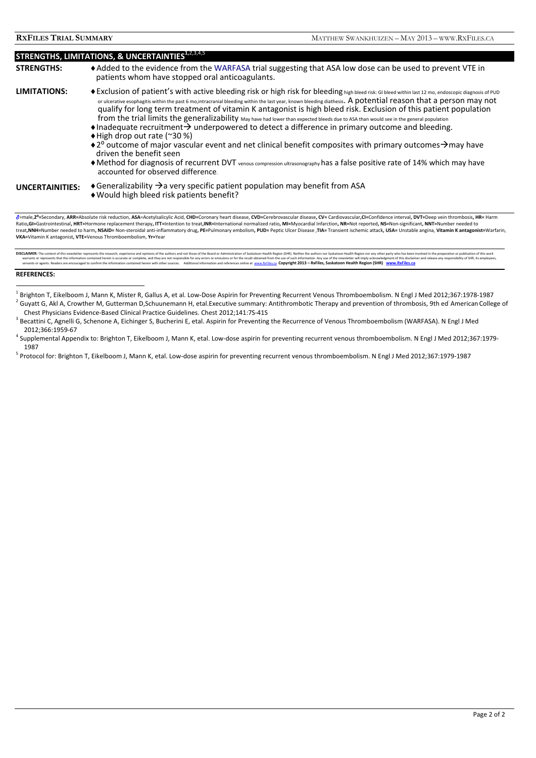## STRENGTHS, LIMITATIONS, & UNCERTAINTIES[1,2,3,4,5]

**STRENGTHS:**

- Added to the evidence from the WARFASA trial suggesting that ASA low dose can be used to prevent VTE in patients whom have stopped oral anticoagulants.

**LIMITATIONS:**

- Exclusion of patient's with active bleeding risk or high risk for bleeding high bleed risk: GI bleed within last 12 mo, endoscopic diagnosis of PUD or ulcerative esophagitis within the past 6 mo, intracranial bleeding within the last year, known bleeding diathesis. A potential reason that a person may not qualify for long term treatment of vitamin K antagonist is high bleed risk. Exclusion of this patient population from the trial limits the generalizability May have had lower than expected bleeds due to ASA than would see in the general population
- Inadequate recruitment → underpowered to detect a difference in primary outcome and bleeding.
- High drop out rate (~30 %)
- $2^o$ outcome of major vascular event and net clinical benefit composites with primary outcomes → may have driven the benefit seen
- Method for diagnosis of recurrent DVT venous compression ultrasonography has a false positive rate of 14% which may have accounted for observed difference.

**UNCERTAINITIES:**

- Generalizability → a very specific patient population may benefit from ASA
- Would high bleed risk patients benefit?

♂=male, **$2^o$**=Secondary, **ARR**=Absolute risk reduction, **ASA**=Acetylsalicylic Acid, **CHD**=Coronary heart disease, **CVD**=Cerebrovascular disease, **CV**= Cardiovascular, **CI**=Confidence interval, **DVT**=Deep vein thrombosis, **HR**= Harm Ratio, **GI**=Gastrointestinal, **HRT**=Hormone replacement therapy, **ITT**=Intention to treat, **INR**=International normalized ratio, **MI**=Myocardial Infarction, **NR**=Not reported, **NS**=Non-significant, **NNT**=Number needed to treat, **NNH**=Number needed to harm, **NSAID**= Non-steroidal anti-inflammatory drug, **PE**=Pulmonary embolism, **PUD**= Peptic Ulcer Disease, **TIA**= Transient ischemic attack, **USA**= Unstable angina, **Vitamin K antagonist**=Warfarin, **VKA**=Vitamin K antagonist, **VTE**=Venous Thromboembolism, **Yr**=Year

**DISCLAIMER**: The content of this newsletter represents the research, experience and opinions of the authors and not those of the Board or Administration of Saskatoon Health Region (SHR). Neither the authors nor Saskatoon Health Region nor any other party who has been involved in the preparation or publication of this work warrants or represents that the information contained herein is accurate or complete, and they are not responsible for any errors or omissions or for the result obtained from the use of such information. Any use of the newsletter will imply acknowledgment of this disclaimer and release any responsibility of SHR, its employees, servants or agents. Readers are encouraged to confirm the information contained herein with other sources. Additional information and references online at www.RxFiles.ca **Copyright 2013 – RxFiles, Saskatoon Health Region (SHR) www.RxFiles.ca**

**REFERENCES:**

[1] Brighton T, Eikelboom J, Mann K, Mister R, Gallus A, et al. Low-Dose Aspirin for Preventing Recurrent Venous Thromboembolism. N Engl J Med 2012;367:1978-1987

[2] Guyatt G, Akl A, Crowther M, Gutterman D, Schuunemann H, etal. Executive summary: Antithrombotic Therapy and prevention of thrombosis, 9th ed American College of Chest Physicians Evidence-Based Clinical Practice Guidelines. Chest 2012;141:7S-41S

[3] Becattini C, Agnelli G, Schenone A, Eichinger S, Bucherini E, etal. Aspirin for Preventing the Recurrence of Venous Thromboembolism (WARFASA). N Engl J Med 2012;366:1959-67

[4] Supplemental Appendix to: Brighton T, Eikelboom J, Mann K, etal. Low-dose aspirin for preventing recurrent venous thromboembolism. N Engl J Med 2012;367:1979-1987

[5] Protocol for: Brighton T, Eikelboom J, Mann K, etal. Low-dose aspirin for preventing recurrent venous thromboembolism. N Engl J Med 2012;367:1979-1987